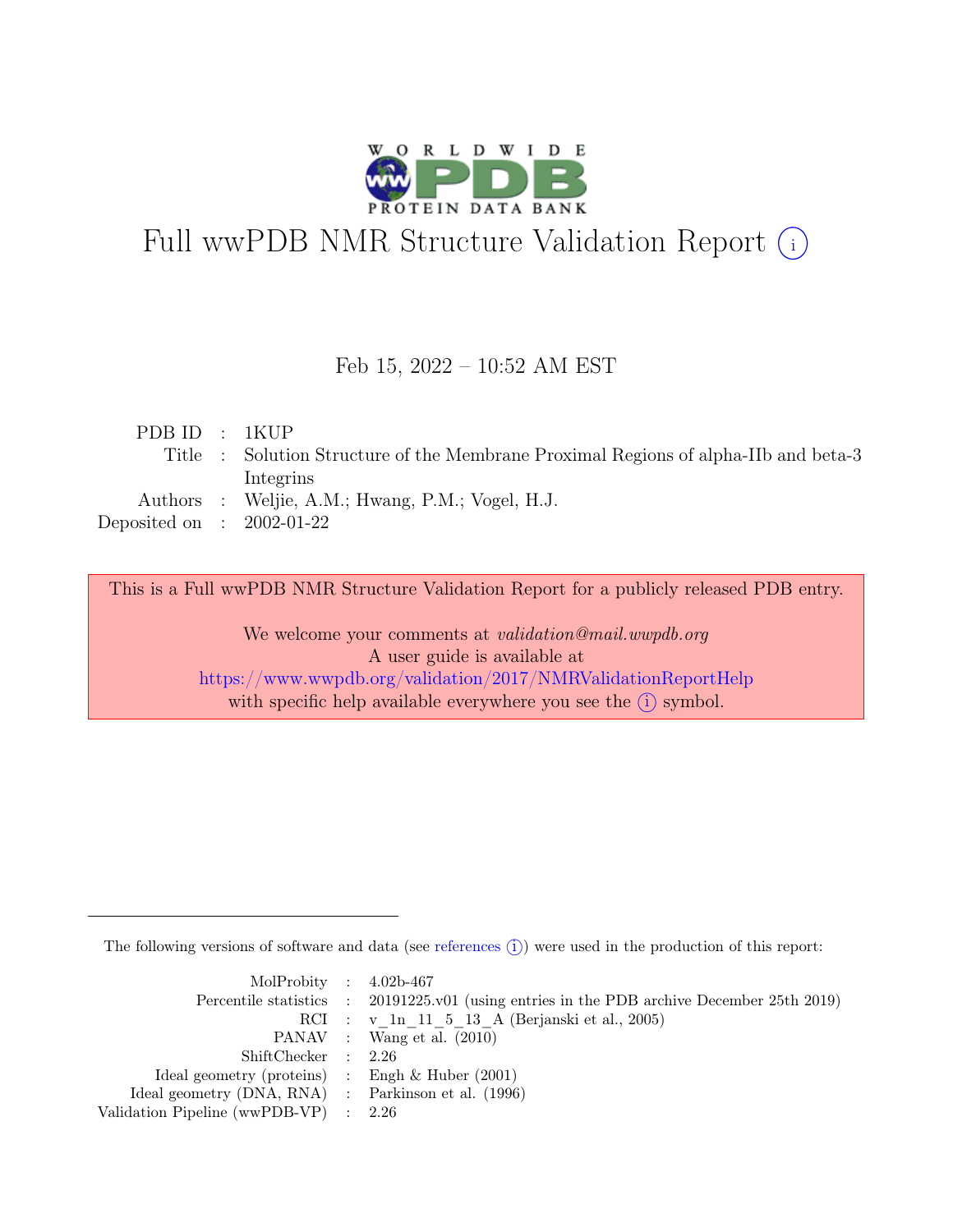# Full wwPDB NMR Structure Validation Report (i)

Feb 15, 2022 – 10:52 AM EST

| | | |
|---|---|---|
| PDB ID | : | 1KUP |
| Title | : | Solution Structure of the Membrane Proximal Regions of alpha-IIb and beta-3 Integrins |
| Authors | : | Weljie, A.M.; Hwang, P.M.; Vogel, H.J. |
| Deposited on | : | 2002-01-22 |

This is a Full wwPDB NMR Structure Validation Report for a publicly released PDB entry.

We welcome your comments at *validation@mail.wwpdb.org*
A user guide is available at
https://www.wwpdb.org/validation/2017/NMRValidationReportHelp
with specific help available everywhere you see the (i) symbol.

---

The following versions of software and data (see references (i)) were used in the production of this report:

| | | |
|---|---|---|
| MolProbity | : | 4.02b-467 |
| Percentile statistics | : | 20191225.v01 (using entries in the PDB archive December 25th 2019) |
| RCI | : | v_1n_11_5_13_A (Berjanski et al., 2005) |
| PANAV | : | Wang et al. (2010) |
| ShiftChecker | : | 2.26 |
| Ideal geometry (proteins) | : | Engh & Huber (2001) |
| Ideal geometry (DNA, RNA) | : | Parkinson et al. (1996) |
| Validation Pipeline (wwPDB-VP) | : | 2.26 |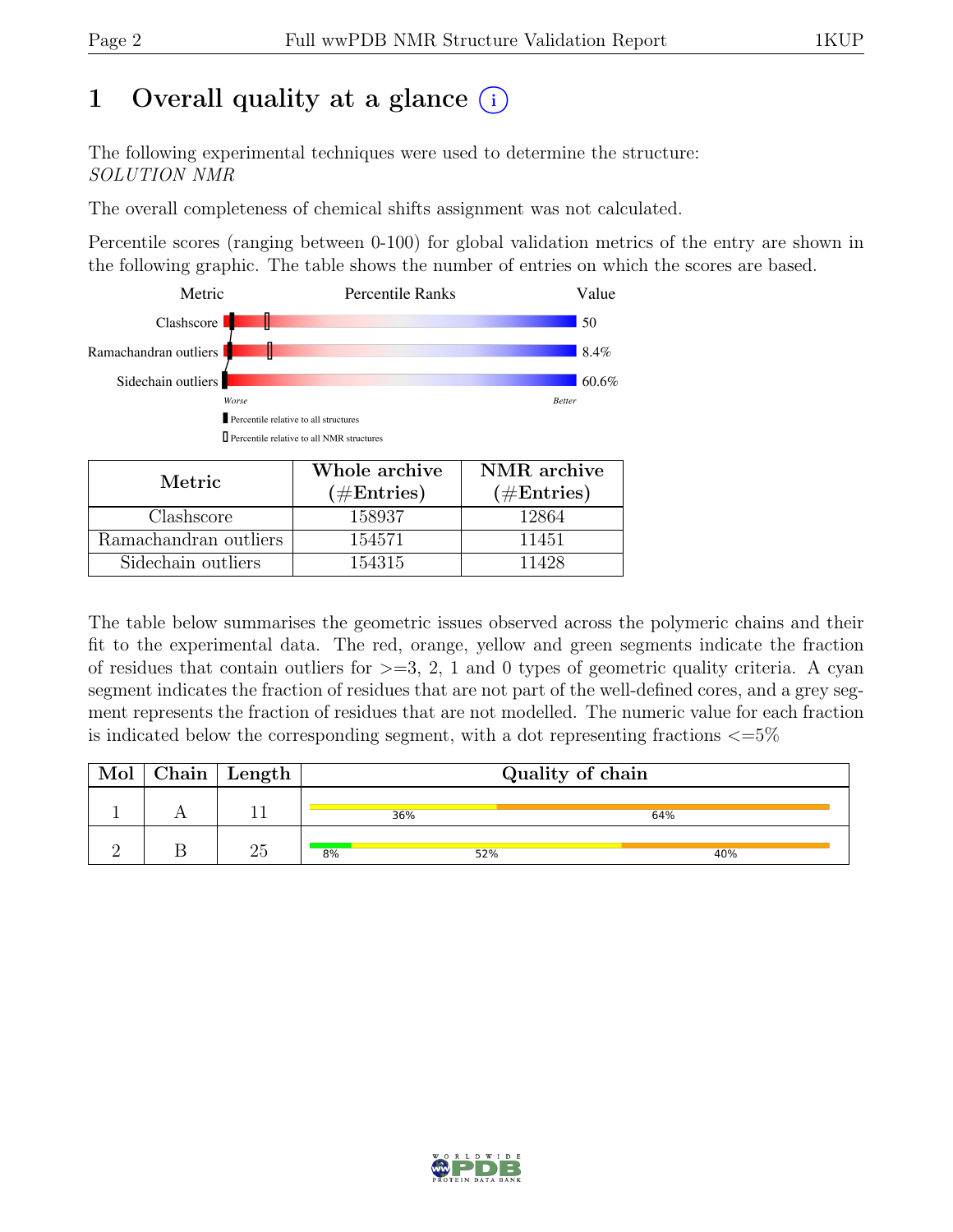# 1 Overall quality at a glance (i)

The following experimental techniques were used to determine the structure:
*SOLUTION NMR*

The overall completeness of chemical shifts assignment was not calculated.

Percentile scores (ranging between 0-100) for global validation metrics of the entry are shown in the following graphic. The table shows the number of entries on which the scores are based.

| Metric | Percentile Ranks | Value |
|---|---|---|
| Clashscore | | 50 |
| Ramachandran outliers | | 8.4% |
| Sidechain outliers | | 60.6% |

*Worse* — *Better*

■ Percentile relative to all structures
□ Percentile relative to all NMR structures

| Metric | Whole archive (#Entries) | NMR archive (#Entries) |
|---|---|---|
| Clashscore | 158937 | 12864 |
| Ramachandran outliers | 154571 | 11451 |
| Sidechain outliers | 154315 | 11428 |

The table below summarises the geometric issues observed across the polymeric chains and their fit to the experimental data. The red, orange, yellow and green segments indicate the fraction of residues that contain outliers for >=3, 2, 1 and 0 types of geometric quality criteria. A cyan segment indicates the fraction of residues that are not part of the well-defined cores, and a grey segment represents the fraction of residues that are not modelled. The numeric value for each fraction is indicated below the corresponding segment, with a dot representing fractions <=5%

| Mol | Chain | Length | Quality of chain |
|---|---|---|---|
| 1 | A | 11 | 36% 64% |
| 2 | B | 25 | 8% 52% 40% |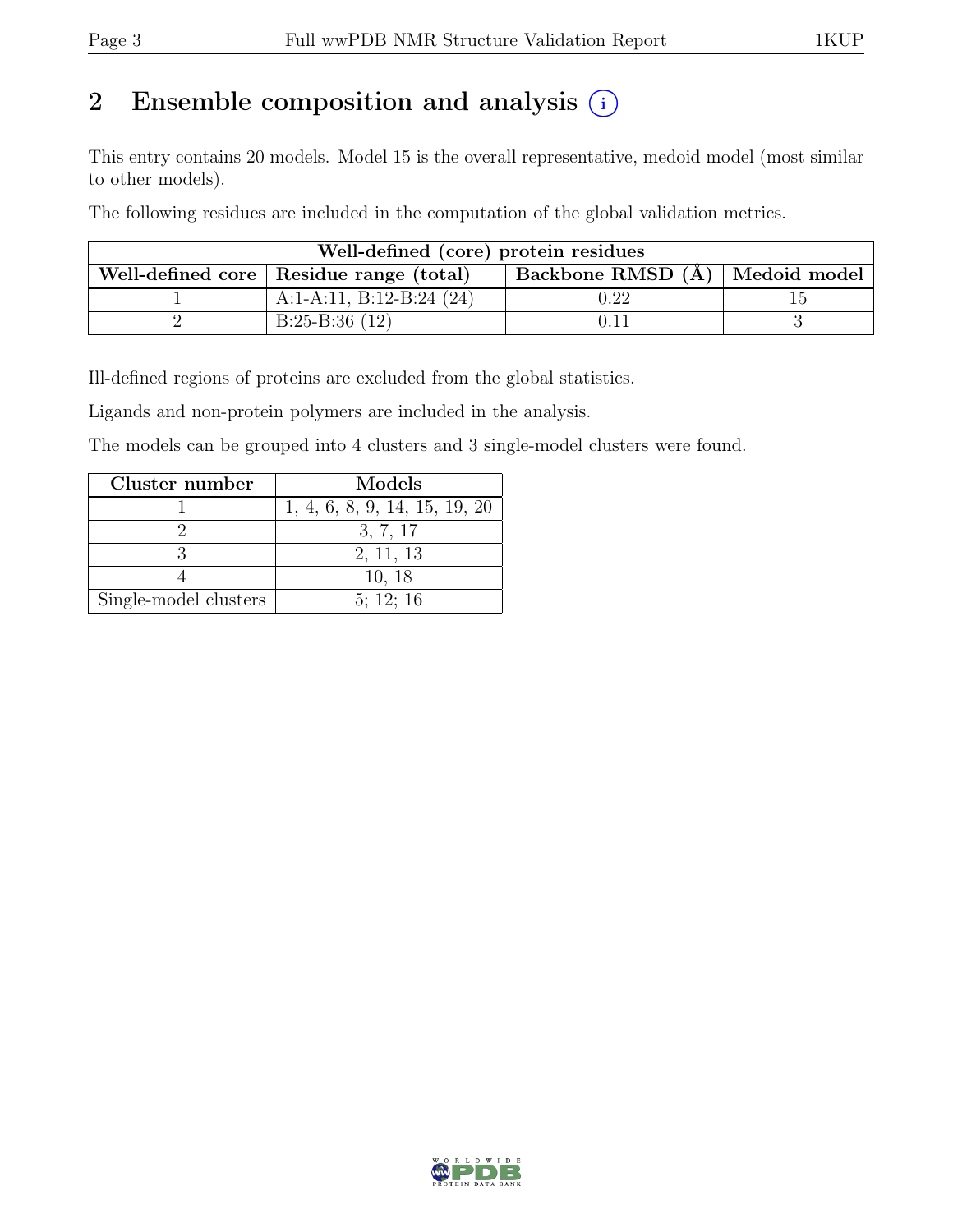# 2 Ensemble composition and analysis (i)

This entry contains 20 models. Model 15 is the overall representative, medoid model (most similar to other models).

The following residues are included in the computation of the global validation metrics.

| Well-defined (core) protein residues | | | |
|---|---|---|---|
| Well-defined core | Residue range (total) | Backbone RMSD (Å) | Medoid model |
| 1 | A:1-A:11, B:12-B:24 (24) | 0.22 | 15 |
| 2 | B:25-B:36 (12) | 0.11 | 3 |

Ill-defined regions of proteins are excluded from the global statistics.

Ligands and non-protein polymers are included in the analysis.

The models can be grouped into 4 clusters and 3 single-model clusters were found.

| Cluster number | Models |
|---|---|
| 1 | 1, 4, 6, 8, 9, 14, 15, 19, 20 |
| 2 | 3, 7, 17 |
| 3 | 2, 11, 13 |
| 4 | 10, 18 |
| Single-model clusters | 5; 12; 16 |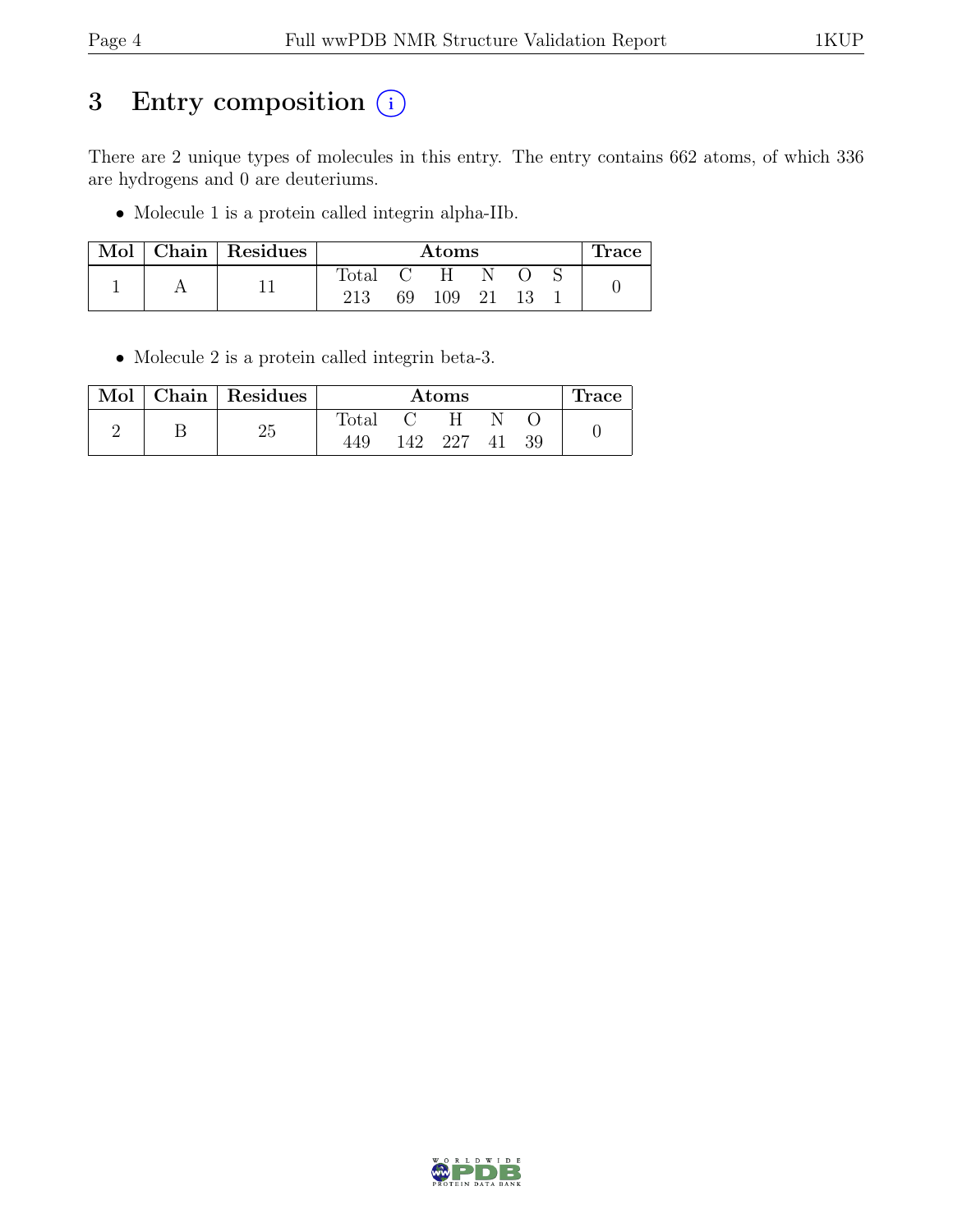# 3 Entry composition (i)

There are 2 unique types of molecules in this entry. The entry contains 662 atoms, of which 336 are hydrogens and 0 are deuteriums.

- Molecule 1 is a protein called integrin alpha-IIb.

| Mol | Chain | Residues | Atoms | | | | | | Trace |
|---|---|---|---|---|---|---|---|---|---|
| | | | Total | C | H | N | O | S | |
| 1 | A | 11 | 213 | 69 | 109 | 21 | 13 | 1 | 0 |

- Molecule 2 is a protein called integrin beta-3.

| Mol | Chain | Residues | Atoms | | | | | Trace |
|---|---|---|---|---|---|---|---|---|
| | | | Total | C | H | N | O | |
| 2 | B | 25 | 449 | 142 | 227 | 41 | 39 | 0 |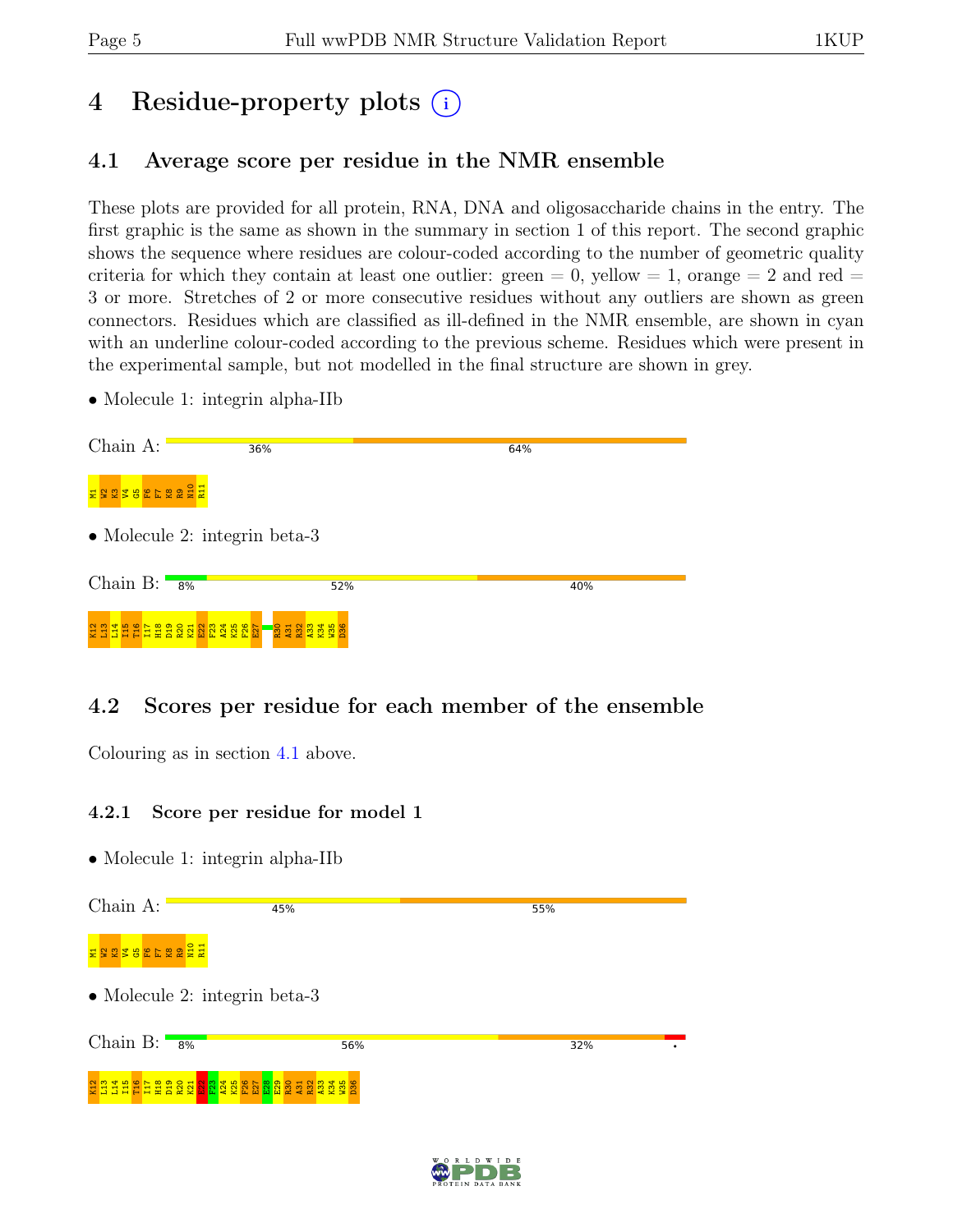# 4 Residue-property plots

## 4.1 Average score per residue in the NMR ensemble

These plots are provided for all protein, RNA, DNA and oligosaccharide chains in the entry. The first graphic is the same as shown in the summary in section 1 of this report. The second graphic shows the sequence where residues are colour-coded according to the number of geometric quality criteria for which they contain at least one outlier: green = 0, yellow = 1, orange = 2 and red = 3 or more. Stretches of 2 or more consecutive residues without any outliers are shown as green connectors. Residues which are classified as ill-defined in the NMR ensemble, are shown in cyan with an underline colour-coded according to the previous scheme. Residues which were present in the experimental sample, but not modelled in the final structure are shown in grey.

- Molecule 1: integrin alpha-IIb

Chain A: 36% 64%

M1 W2 K3 V4 G5 F6 F7 K8 R9 N10 R11

- Molecule 2: integrin beta-3

Chain B: 8% 52% 40%

K12 L13 L14 I15 T16 I17 H18 D19 R20 K21 E22 F23 A24 K25 F26 E27 R30 A31 R32 A33 K34 W35 D36

## 4.2 Scores per residue for each member of the ensemble

Colouring as in section 4.1 above.

### 4.2.1 Score per residue for model 1

- Molecule 1: integrin alpha-IIb

Chain A: 45% 55%

M1 W2 K3 V4 G5 F6 F7 K8 R9 N10 R11

- Molecule 2: integrin beta-3

Chain B: 8% 56% 32% •

K12 L13 L14 I15 T16 I17 H18 D19 R20 K21 E22 F23 A24 K25 F26 E27 E28 E29 R30 A31 R32 A33 K34 W35 D36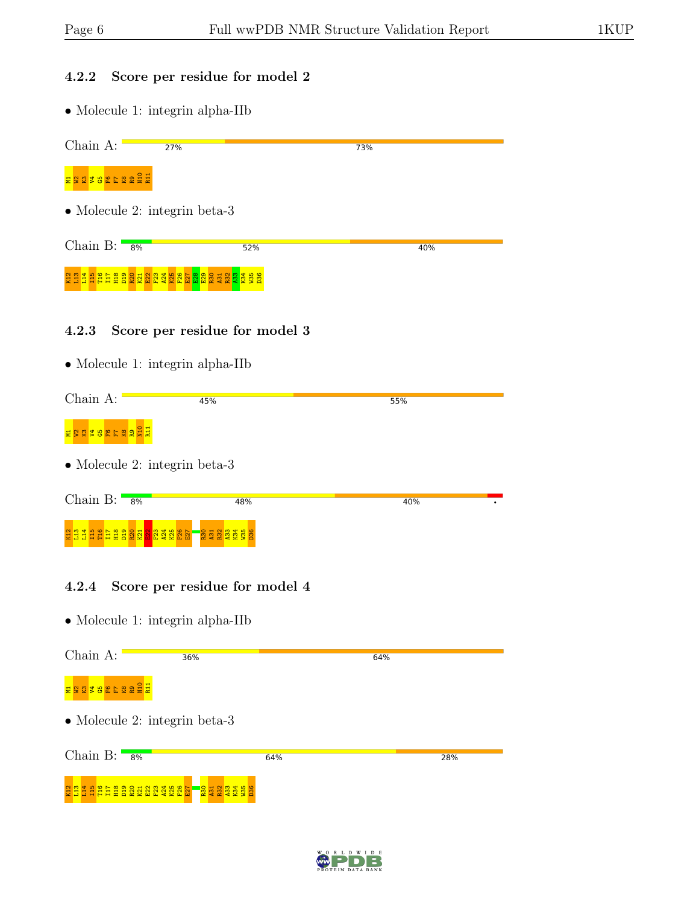### 4.2.2 Score per residue for model 2

• Molecule 1: integrin alpha-IIb

Chain A: 27% 73%

M1 W2 K3 V4 G5 F6 F7 K8 R9 N10 R11

• Molecule 2: integrin beta-3

Chain B: 8% 52% 40%

K12 L13 L14 I15 T16 I17 H18 D19 R20 K21 E22 F23 A24 K25 F26 E27 E28 E29 R30 A31 R32 A33 K34 W35 D36

### 4.2.3 Score per residue for model 3

• Molecule 1: integrin alpha-IIb

Chain A: 45% 55%

M1 W2 K3 V4 G5 F6 F7 K8 R9 N10 R11

• Molecule 2: integrin beta-3

Chain B: 8% 48% 40% •

K12 L13 L14 I15 T16 I17 H18 D19 R20 K21 E22 F23 A24 K25 F26 E27 R30 A31 R32 A33 K34 W35 D36

### 4.2.4 Score per residue for model 4

• Molecule 1: integrin alpha-IIb

Chain A: 36% 64%

M1 W2 K3 V4 G5 F6 F7 K8 R9 N10 R11

• Molecule 2: integrin beta-3

Chain B: 8% 64% 28%

K12 L13 L14 I15 T16 I17 H18 D19 R20 K21 E22 F23 A24 K25 F26 E27 R30 A31 R32 A33 K34 W35 D36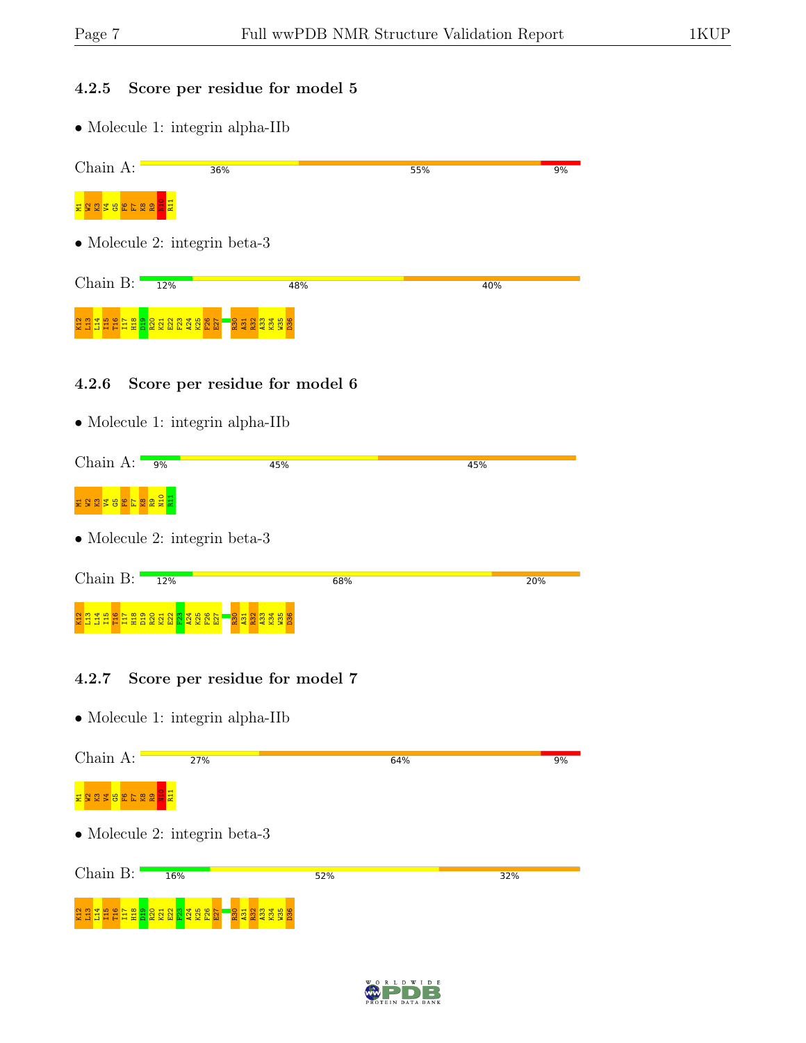### 4.2.5 Score per residue for model 5

- Molecule 1: integrin alpha-IIb

Chain A: 36% 55% 9%

M1 W2 K3 V4 G5 F6 F7 K8 R9 N10 R11

- Molecule 2: integrin beta-3

Chain B: 12% 48% 40%

K12 L13 L14 I15 T16 I17 H18 D19 R20 K21 E22 F23 A24 K25 F26 E27 R30 A31 R32 A33 K34 W35 D36

### 4.2.6 Score per residue for model 6

- Molecule 1: integrin alpha-IIb

Chain A: 9% 45% 45%

M1 W2 K3 V4 G5 F6 F7 K8 R9 N10 R11

- Molecule 2: integrin beta-3

Chain B: 12% 68% 20%

K12 L13 L14 I15 T16 I17 H18 D19 R20 K21 E22 F23 A24 K25 F26 E27 R30 A31 R32 A33 K34 W35 D36

### 4.2.7 Score per residue for model 7

- Molecule 1: integrin alpha-IIb

Chain A: 27% 64% 9%

M1 W2 K3 V4 G5 F6 F7 K8 R9 N10 R11

- Molecule 2: integrin beta-3

Chain B: 16% 52% 32%

K12 L13 L14 I15 T16 I17 H18 D19 R20 K21 E22 F23 A24 K25 F26 E27 R30 A31 R32 A33 K34 W35 D36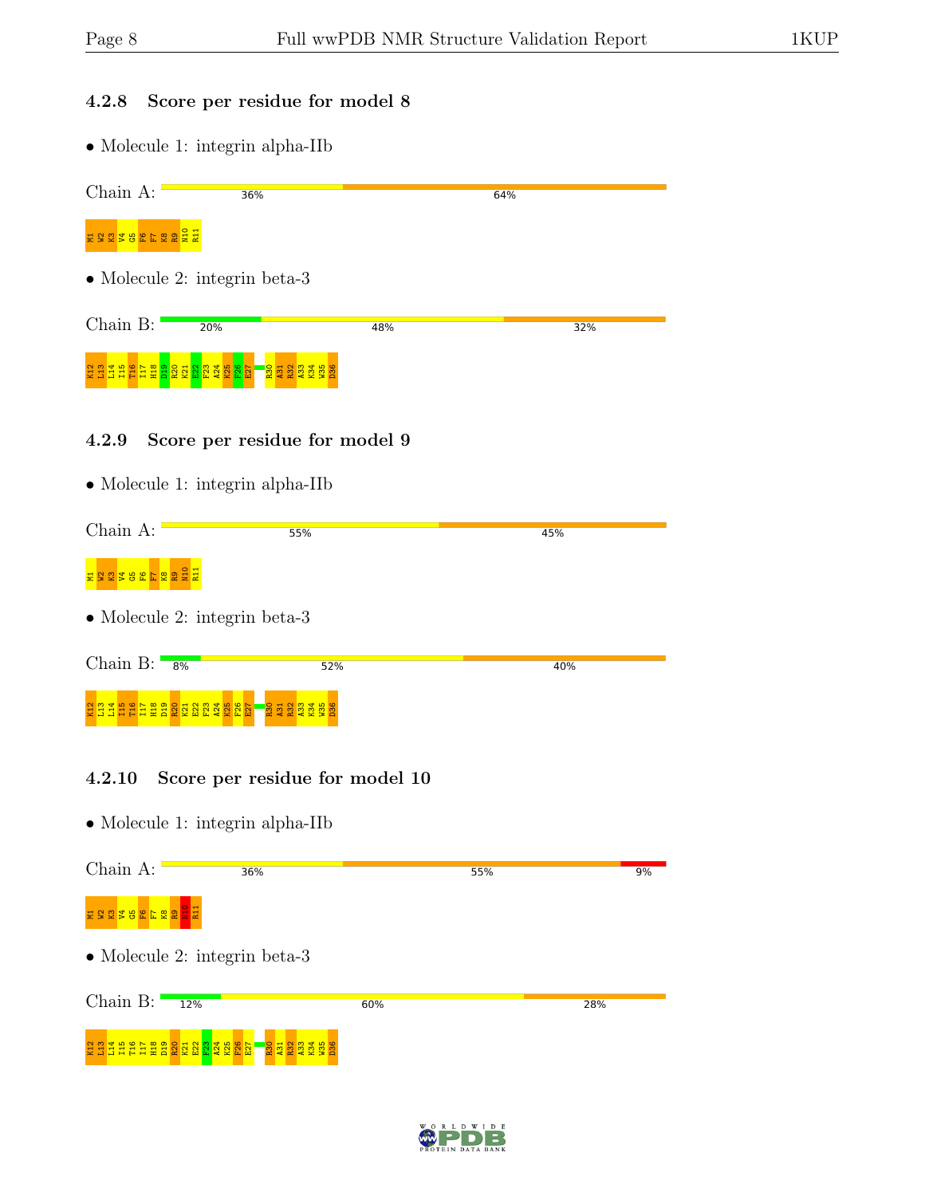### 4.2.8 Score per residue for model 8

- Molecule 1: integrin alpha-IIb

Chain A: 36% 64%

M1 W2 K3 V4 G5 F6 F7 K8 R9 N10 R11

- Molecule 2: integrin beta-3

Chain B: 20% 48% 32%

K12 L13 L14 I15 T16 I17 H18 D19 R20 K21 E22 F23 A24 K25 F26 E27 R30 A31 R32 A33 K34 W35 D36

### 4.2.9 Score per residue for model 9

- Molecule 1: integrin alpha-IIb

Chain A: 55% 45%

M1 W2 K3 V4 G5 F6 F7 K8 R9 N10 R11

- Molecule 2: integrin beta-3

Chain B: 8% 52% 40%

K12 L13 L14 I15 T16 I17 H18 D19 R20 K21 E22 F23 A24 K25 F26 E27 R30 A31 R32 A33 K34 W35 D36

### 4.2.10 Score per residue for model 10

- Molecule 1: integrin alpha-IIb

Chain A: 36% 55% 9%

M1 W2 K3 V4 G5 F6 F7 K8 R9 N10 R11

- Molecule 2: integrin beta-3

Chain B: 12% 60% 28%

K12 L13 L14 I15 T16 I17 H18 D19 R20 K21 E22 F23 A24 K25 F26 E27 R30 A31 R32 A33 K34 W35 D36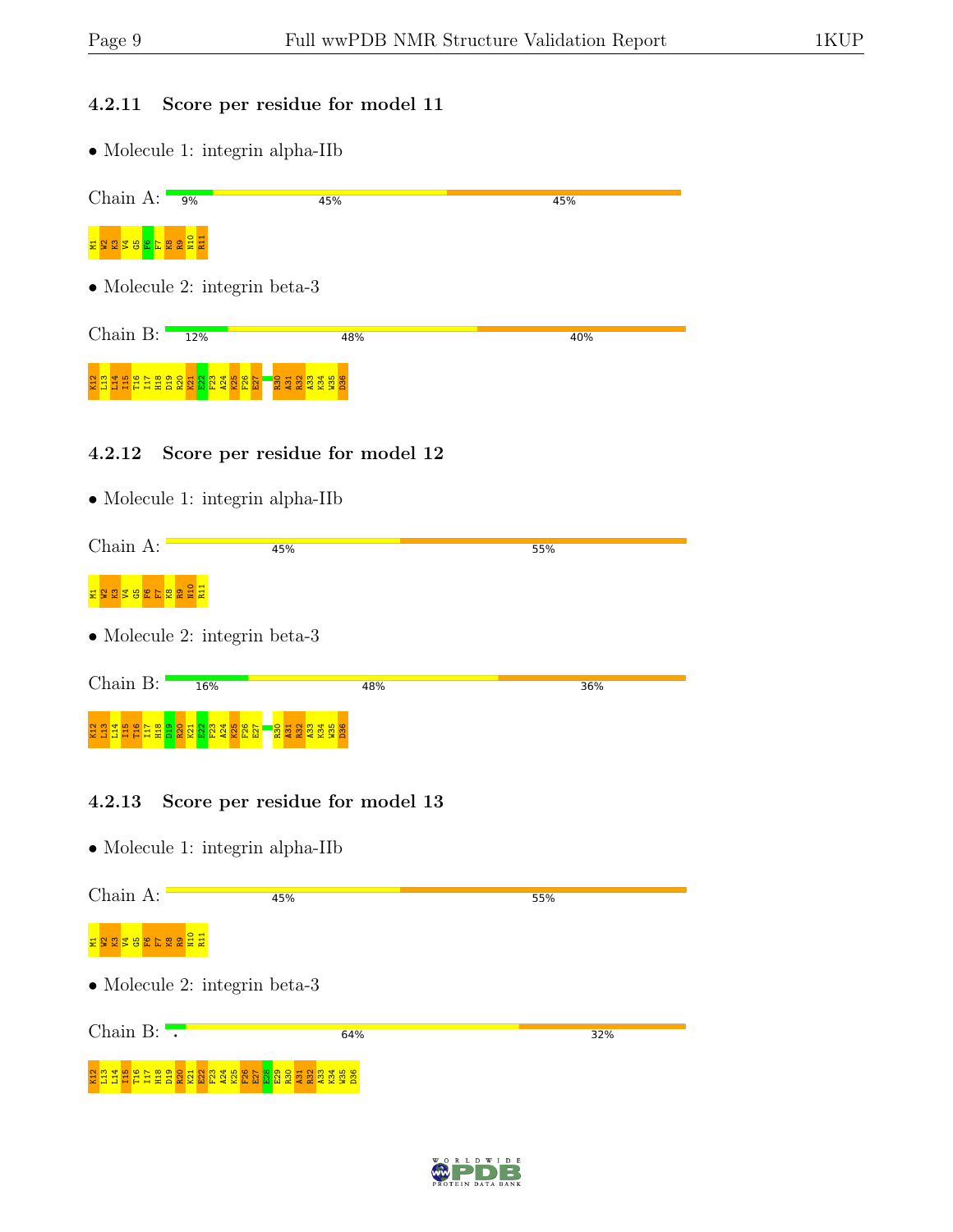### 4.2.11 Score per residue for model 11

- Molecule 1: integrin alpha-IIb

Chain A: 9% 45% 45%

M1 W2 K3 V4 G5 F6 F7 K8 R9 N10 R11

- Molecule 2: integrin beta-3

Chain B: 12% 48% 40%

K12 L13 L14 I15 T16 I17 H18 D19 R20 K21 E22 F23 A24 K25 F26 E27 R30 A31 R32 A33 K34 W35 D36

### 4.2.12 Score per residue for model 12

- Molecule 1: integrin alpha-IIb

Chain A: 45% 55%

M1 W2 K3 V4 G5 F6 F7 K8 R9 N10 R11

- Molecule 2: integrin beta-3

Chain B: 16% 48% 36%

K12 L13 L14 I15 T16 I17 H18 D19 R20 K21 E22 F23 A24 K25 F26 E27 R30 A31 R32 A33 K34 W35 D36

### 4.2.13 Score per residue for model 13

- Molecule 1: integrin alpha-IIb

Chain A: 45% 55%

M1 W2 K3 V4 G5 F6 F7 K8 R9 N10 R11

- Molecule 2: integrin beta-3

Chain B: . 64% 32%

K12 L13 L14 I15 T16 I17 H18 D19 R20 K21 E22 F23 A24 K25 F26 E27 E28 E29 R30 A31 R32 A33 K34 W35 D36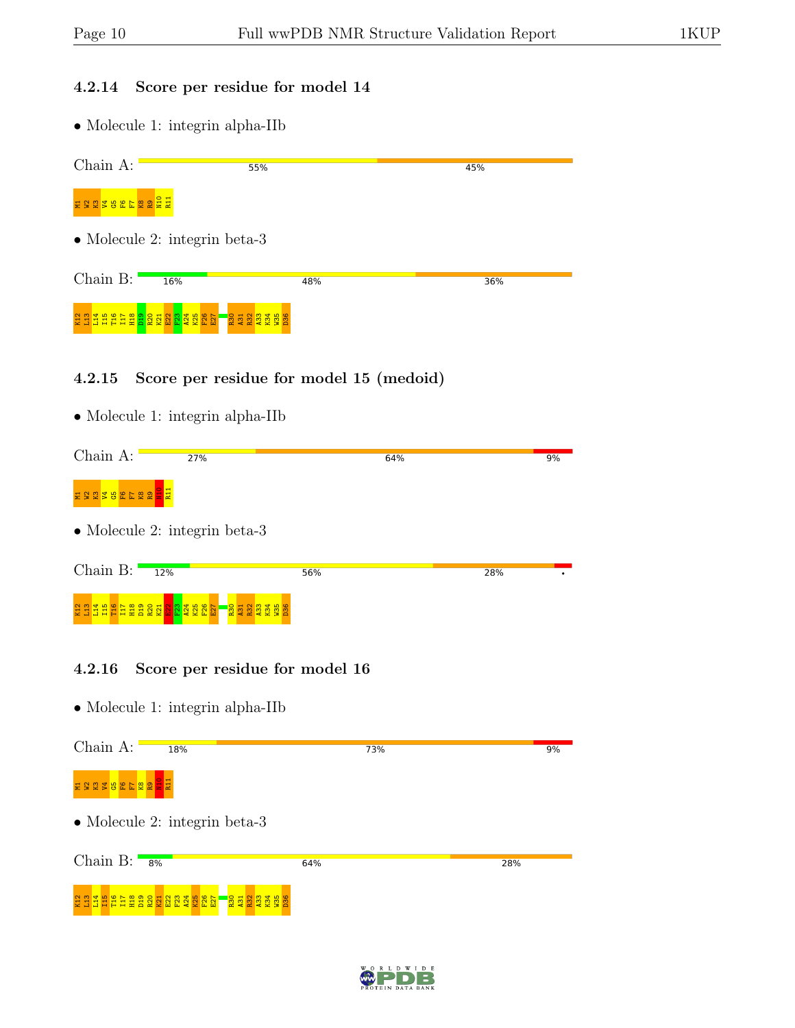### 4.2.14 Score per residue for model 14

- Molecule 1: integrin alpha-IIb

Chain A: 55% 45%

M1 W2 K3 V4 G5 F6 F7 K8 R9 N10 R11

- Molecule 2: integrin beta-3

Chain B: 16% 48% 36%

K12 L13 L14 I15 T16 I17 H18 D19 R20 K21 E22 F23 A24 K25 F26 E27 R30 A31 R32 A33 K34 W35 D36

### 4.2.15 Score per residue for model 15 (medoid)

- Molecule 1: integrin alpha-IIb

Chain A: 27% 64% 9%

M1 W2 K3 V4 G5 F6 F7 K8 R9 N10 R11

- Molecule 2: integrin beta-3

Chain B: 12% 56% 28% •

K12 L13 L14 I15 T16 I17 H18 D19 R20 K21 E22 F23 A24 K25 F26 E27 R30 A31 R32 A33 K34 W35 D36

### 4.2.16 Score per residue for model 16

- Molecule 1: integrin alpha-IIb

Chain A: 18% 73% 9%

M1 W2 K3 V4 G5 F6 F7 K8 R9 N10 R11

- Molecule 2: integrin beta-3

Chain B: 8% 64% 28%

K12 L13 L14 I15 T16 I17 H18 D19 R20 K21 E22 F23 A24 K25 F26 E27 R30 A31 R32 A33 K34 W35 D36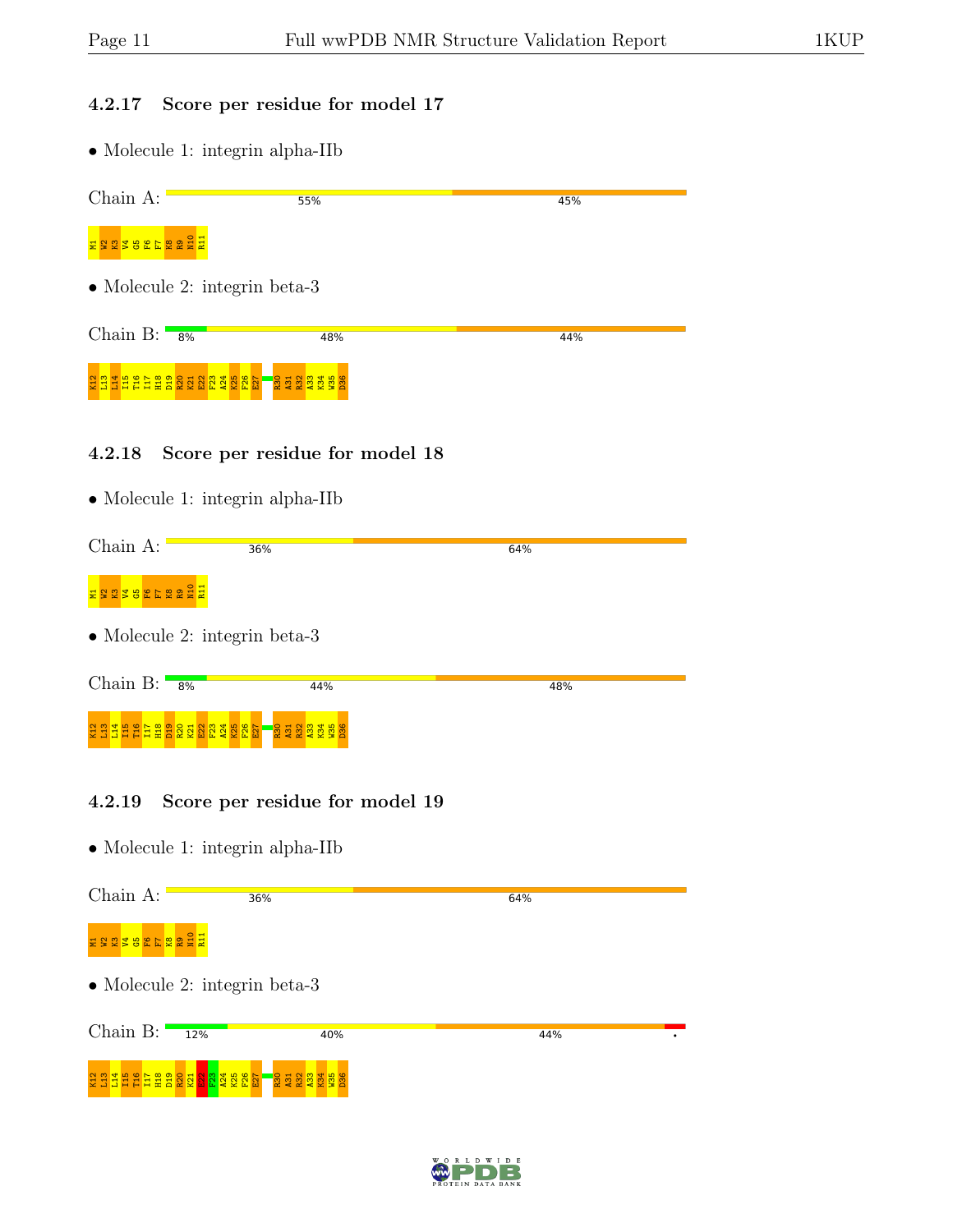### 4.2.17 Score per residue for model 17

• Molecule 1: integrin alpha-IIb

Chain A: 55% 45%

M1 W2 K3 V4 G5 F6 F7 K8 R9 N10 R11

• Molecule 2: integrin beta-3

Chain B: 8% 48% 44%

K12 L13 L14 I15 T16 I17 H18 D19 R20 K21 E22 F23 A24 K25 F26 E27 R30 A31 R32 A33 K34 W35 D36

### 4.2.18 Score per residue for model 18

• Molecule 1: integrin alpha-IIb

Chain A: 36% 64%

M1 W2 K3 V4 G5 F6 F7 K8 R9 N10 R11

• Molecule 2: integrin beta-3

Chain B: 8% 44% 48%

K12 L13 L14 I15 T16 I17 H18 D19 R20 K21 E22 F23 A24 K25 F26 E27 R30 A31 R32 A33 K34 W35 D36

### 4.2.19 Score per residue for model 19

• Molecule 1: integrin alpha-IIb

Chain A: 36% 64%

M1 W2 K3 V4 G5 F6 F7 K8 R9 N10 R11

• Molecule 2: integrin beta-3

Chain B: 12% 40% 44% •

K12 L13 L14 I15 T16 I17 H18 D19 R20 K21 E22 F23 A24 K25 F26 E27 R30 A31 R32 A33 K34 W35 D36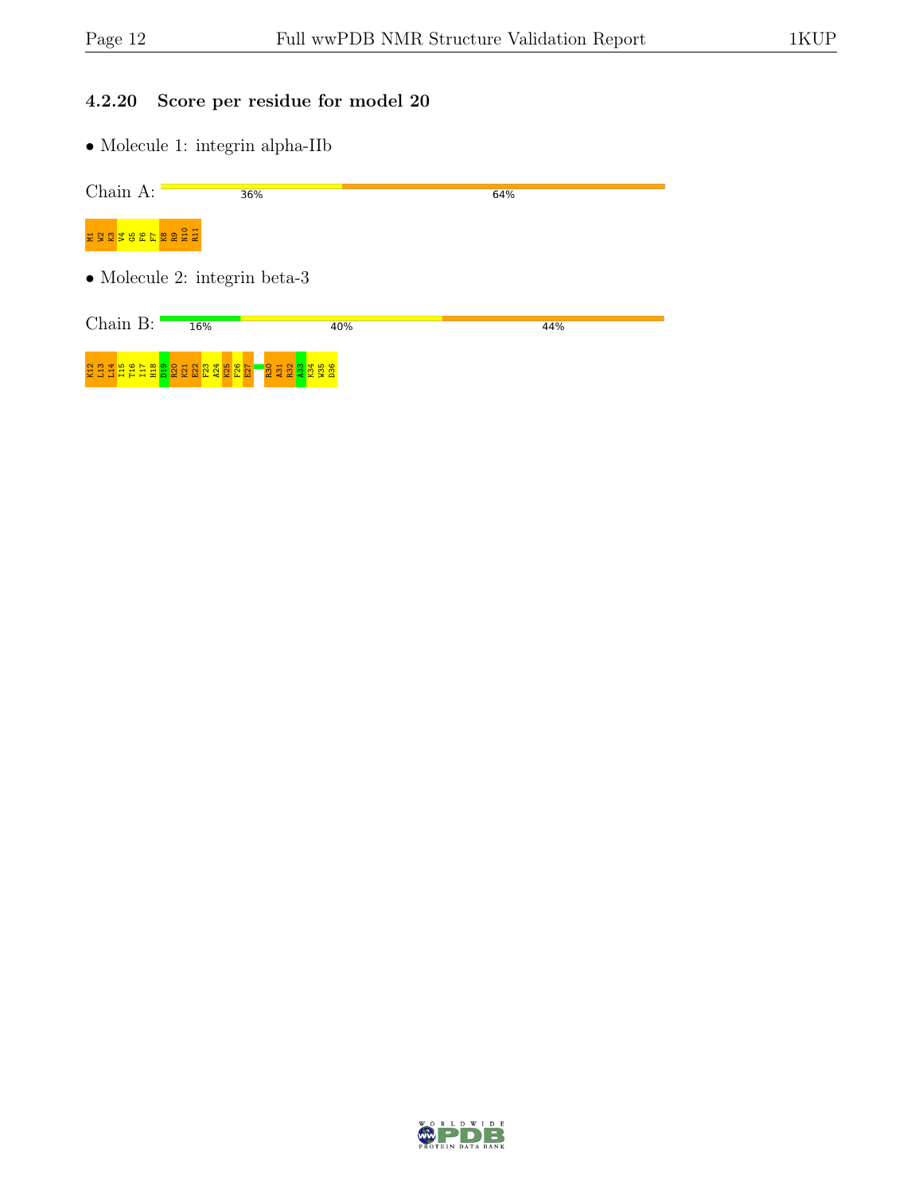### 4.2.20 Score per residue for model 20

- Molecule 1: integrin alpha-IIb

Chain A: 36% 64%

M1 W2 K3 V4 G5 F6 F7 K8 R9 N10 R11

- Molecule 2: integrin beta-3

Chain B: 16% 40% 44%

K12 L13 L14 I15 T16 I17 H18 D19 R20 K21 E22 F23 A24 K25 F26 E27 R30 K31 R32 A33 K34 W35 D36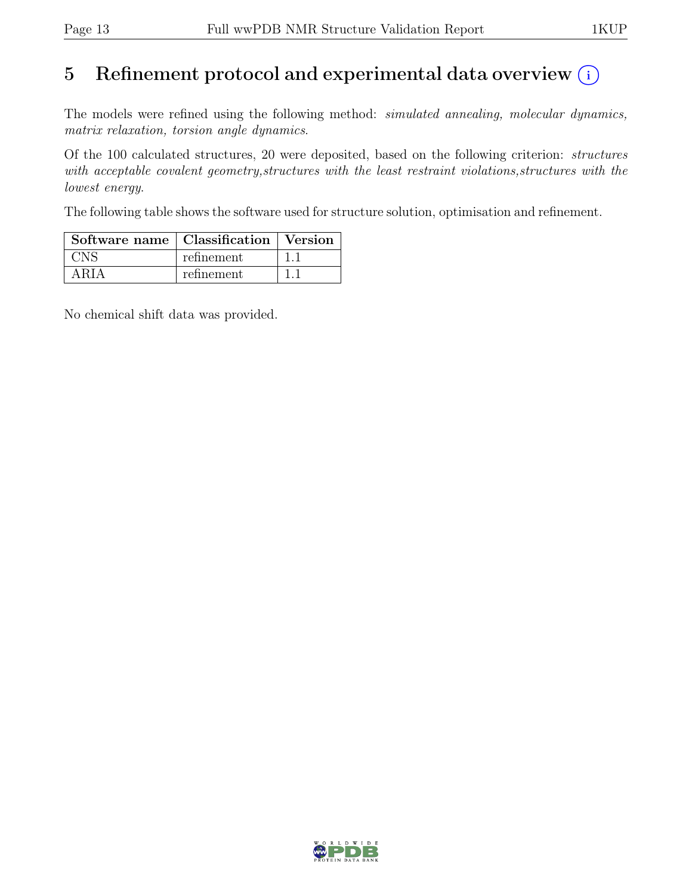# 5 Refinement protocol and experimental data overview (i)

The models were refined using the following method: *simulated annealing, molecular dynamics, matrix relaxation, torsion angle dynamics*.

Of the 100 calculated structures, 20 were deposited, based on the following criterion: *structures with acceptable covalent geometry,structures with the least restraint violations,structures with the lowest energy*.

The following table shows the software used for structure solution, optimisation and refinement.

| Software name | Classification | Version |
|---|---|---|
| CNS | refinement | 1.1 |
| ARIA | refinement | 1.1 |

No chemical shift data was provided.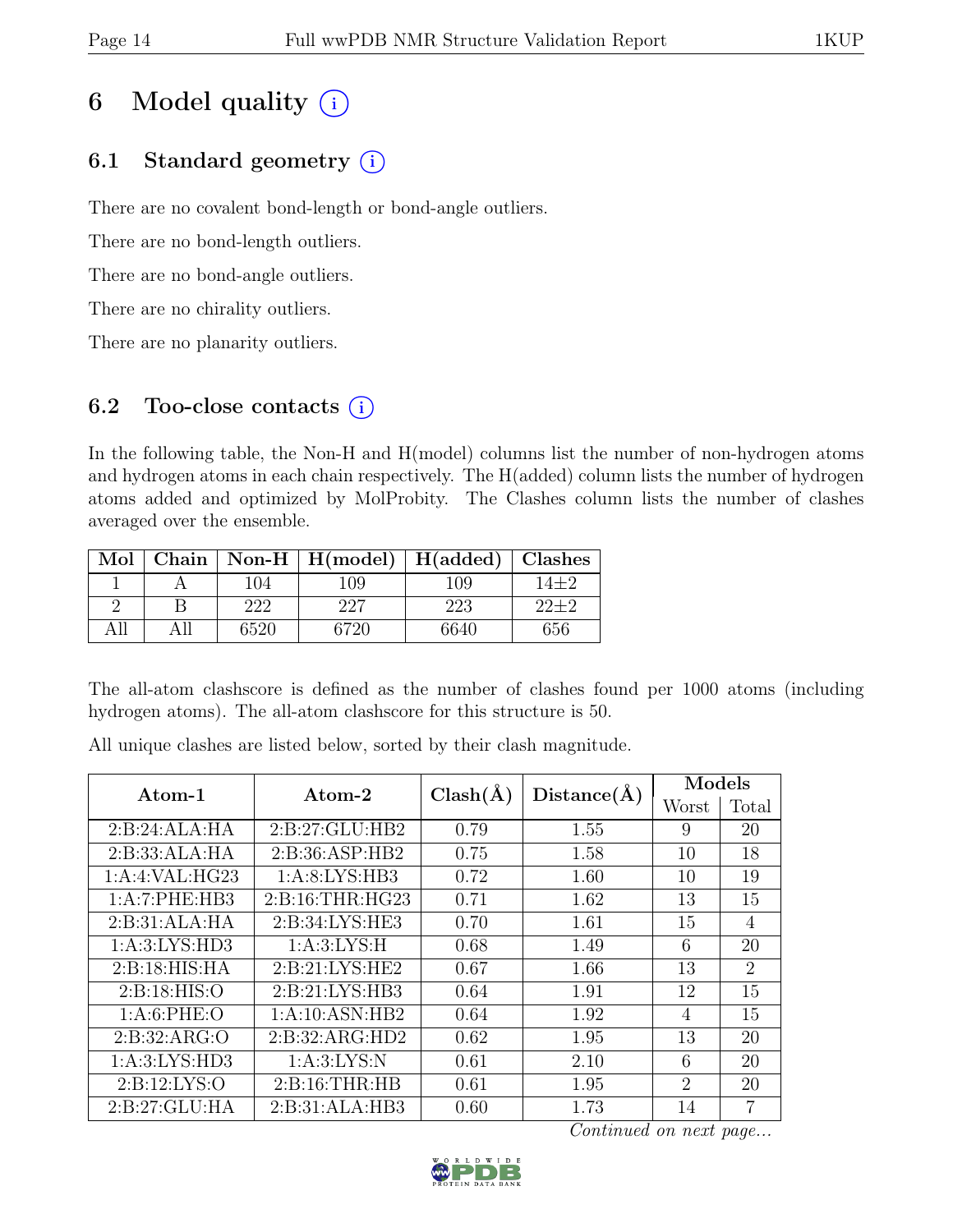# 6 Model quality (i)

## 6.1 Standard geometry (i)

There are no covalent bond-length or bond-angle outliers.

There are no bond-length outliers.

There are no bond-angle outliers.

There are no chirality outliers.

There are no planarity outliers.

## 6.2 Too-close contacts (i)

In the following table, the Non-H and H(model) columns list the number of non-hydrogen atoms and hydrogen atoms in each chain respectively. The H(added) column lists the number of hydrogen atoms added and optimized by MolProbity. The Clashes column lists the number of clashes averaged over the ensemble.

| Mol | Chain | Non-H | H(model) | H(added) | Clashes |
|---|---|---|---|---|---|
| 1 | A | 104 | 109 | 109 | 14±2 |
| 2 | B | 222 | 227 | 223 | 22±2 |
| All | All | 6520 | 6720 | 6640 | 656 |

The all-atom clashscore is defined as the number of clashes found per 1000 atoms (including hydrogen atoms). The all-atom clashscore for this structure is 50.

All unique clashes are listed below, sorted by their clash magnitude.

| Atom-1 | Atom-2 | Clash(Å) | Distance(Å) | Models | |
|---|---|---|---|---|---|
| | | | | Worst | Total |
| 2:B:24:ALA:HA | 2:B:27:GLU:HB2 | 0.79 | 1.55 | 9 | 20 |
| 2:B:33:ALA:HA | 2:B:36:ASP:HB2 | 0.75 | 1.58 | 10 | 18 |
| 1:A:4:VAL:HG23 | 1:A:8:LYS:HB3 | 0.72 | 1.60 | 10 | 19 |
| 1:A:7:PHE:HB3 | 2:B:16:THR:HG23 | 0.71 | 1.62 | 13 | 15 |
| 2:B:31:ALA:HA | 2:B:34:LYS:HE3 | 0.70 | 1.61 | 15 | 4 |
| 1:A:3:LYS:HD3 | 1:A:3:LYS:H | 0.68 | 1.49 | 6 | 20 |
| 2:B:18:HIS:HA | 2:B:21:LYS:HE2 | 0.67 | 1.66 | 13 | 2 |
| 2:B:18:HIS:O | 2:B:21:LYS:HB3 | 0.64 | 1.91 | 12 | 15 |
| 1:A:6:PHE:O | 1:A:10:ASN:HB2 | 0.64 | 1.92 | 4 | 15 |
| 2:B:32:ARG:O | 2:B:32:ARG:HD2 | 0.62 | 1.95 | 13 | 20 |
| 1:A:3:LYS:HD3 | 1:A:3:LYS:N | 0.61 | 2.10 | 6 | 20 |
| 2:B:12:LYS:O | 2:B:16:THR:HB | 0.61 | 1.95 | 2 | 20 |
| 2:B:27:GLU:HA | 2:B:31:ALA:HB3 | 0.60 | 1.73 | 14 | 7 |

*Continued on next page...*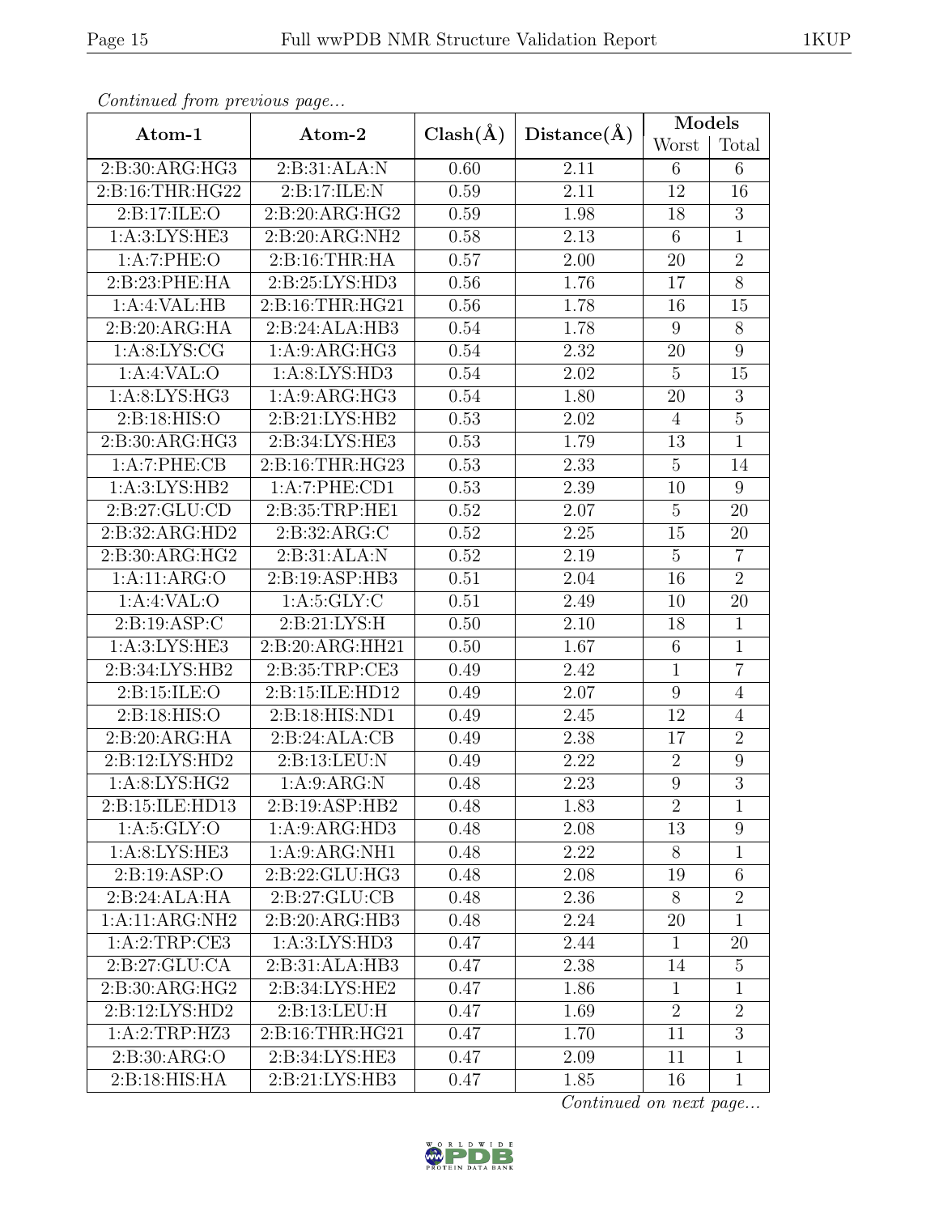*Continued from previous page...*

| Atom-1 | Atom-2 | Clash(Å) | Distance(Å) | Models | |
|---|---|---|---|---|---|
| | | | | Worst | Total |
| 2:B:30:ARG:HG3 | 2:B:31:ALA:N | 0.60 | 2.11 | 6 | 6 |
| 2:B:16:THR:HG22 | 2:B:17:ILE:N | 0.59 | 2.11 | 12 | 16 |
| 2:B:17:ILE:O | 2:B:20:ARG:HG2 | 0.59 | 1.98 | 18 | 3 |
| 1:A:3:LYS:HE3 | 2:B:20:ARG:NH2 | 0.58 | 2.13 | 6 | 1 |
| 1:A:7:PHE:O | 2:B:16:THR:HA | 0.57 | 2.00 | 20 | 2 |
| 2:B:23:PHE:HA | 2:B:25:LYS:HD3 | 0.56 | 1.76 | 17 | 8 |
| 1:A:4:VAL:HB | 2:B:16:THR:HG21 | 0.56 | 1.78 | 16 | 15 |
| 2:B:20:ARG:HA | 2:B:24:ALA:HB3 | 0.54 | 1.78 | 9 | 8 |
| 1:A:8:LYS:CG | 1:A:9:ARG:HG3 | 0.54 | 2.32 | 20 | 9 |
| 1:A:4:VAL:O | 1:A:8:LYS:HD3 | 0.54 | 2.02 | 5 | 15 |
| 1:A:8:LYS:HG3 | 1:A:9:ARG:HG3 | 0.54 | 1.80 | 20 | 3 |
| 2:B:18:HIS:O | 2:B:21:LYS:HB2 | 0.53 | 2.02 | 4 | 5 |
| 2:B:30:ARG:HG3 | 2:B:34:LYS:HE3 | 0.53 | 1.79 | 13 | 1 |
| 1:A:7:PHE:CB | 2:B:16:THR:HG23 | 0.53 | 2.33 | 5 | 14 |
| 1:A:3:LYS:HB2 | 1:A:7:PHE:CD1 | 0.53 | 2.39 | 10 | 9 |
| 2:B:27:GLU:CD | 2:B:35:TRP:HE1 | 0.52 | 2.07 | 5 | 20 |
| 2:B:32:ARG:HD2 | 2:B:32:ARG:C | 0.52 | 2.25 | 15 | 20 |
| 2:B:30:ARG:HG2 | 2:B:31:ALA:N | 0.52 | 2.19 | 5 | 7 |
| 1:A:11:ARG:O | 2:B:19:ASP:HB3 | 0.51 | 2.04 | 16 | 2 |
| 1:A:4:VAL:O | 1:A:5:GLY:C | 0.51 | 2.49 | 10 | 20 |
| 2:B:19:ASP:C | 2:B:21:LYS:H | 0.50 | 2.10 | 18 | 1 |
| 1:A:3:LYS:HE3 | 2:B:20:ARG:HH21 | 0.50 | 1.67 | 6 | 1 |
| 2:B:34:LYS:HB2 | 2:B:35:TRP:CE3 | 0.49 | 2.42 | 1 | 7 |
| 2:B:15:ILE:O | 2:B:15:ILE:HD12 | 0.49 | 2.07 | 9 | 4 |
| 2:B:18:HIS:O | 2:B:18:HIS:ND1 | 0.49 | 2.45 | 12 | 4 |
| 2:B:20:ARG:HA | 2:B:24:ALA:CB | 0.49 | 2.38 | 17 | 2 |
| 2:B:12:LYS:HD2 | 2:B:13:LEU:N | 0.49 | 2.22 | 2 | 9 |
| 1:A:8:LYS:HG2 | 1:A:9:ARG:N | 0.48 | 2.23 | 9 | 3 |
| 2:B:15:ILE:HD13 | 2:B:19:ASP:HB2 | 0.48 | 1.83 | 2 | 1 |
| 1:A:5:GLY:O | 1:A:9:ARG:HD3 | 0.48 | 2.08 | 13 | 9 |
| 1:A:8:LYS:HE3 | 1:A:9:ARG:NH1 | 0.48 | 2.22 | 8 | 1 |
| 2:B:19:ASP:O | 2:B:22:GLU:HG3 | 0.48 | 2.08 | 19 | 6 |
| 2:B:24:ALA:HA | 2:B:27:GLU:CB | 0.48 | 2.36 | 8 | 2 |
| 1:A:11:ARG:NH2 | 2:B:20:ARG:HB3 | 0.48 | 2.24 | 20 | 1 |
| 1:A:2:TRP:CE3 | 1:A:3:LYS:HD3 | 0.47 | 2.44 | 1 | 20 |
| 2:B:27:GLU:CA | 2:B:31:ALA:HB3 | 0.47 | 2.38 | 14 | 5 |
| 2:B:30:ARG:HG2 | 2:B:34:LYS:HE2 | 0.47 | 1.86 | 1 | 1 |
| 2:B:12:LYS:HD2 | 2:B:13:LEU:H | 0.47 | 1.69 | 2 | 2 |
| 1:A:2:TRP:HZ3 | 2:B:16:THR:HG21 | 0.47 | 1.70 | 11 | 3 |
| 2:B:30:ARG:O | 2:B:34:LYS:HE3 | 0.47 | 2.09 | 11 | 1 |
| 2:B:18:HIS:HA | 2:B:21:LYS:HB3 | 0.47 | 1.85 | 16 | 1 |

*Continued on next page...*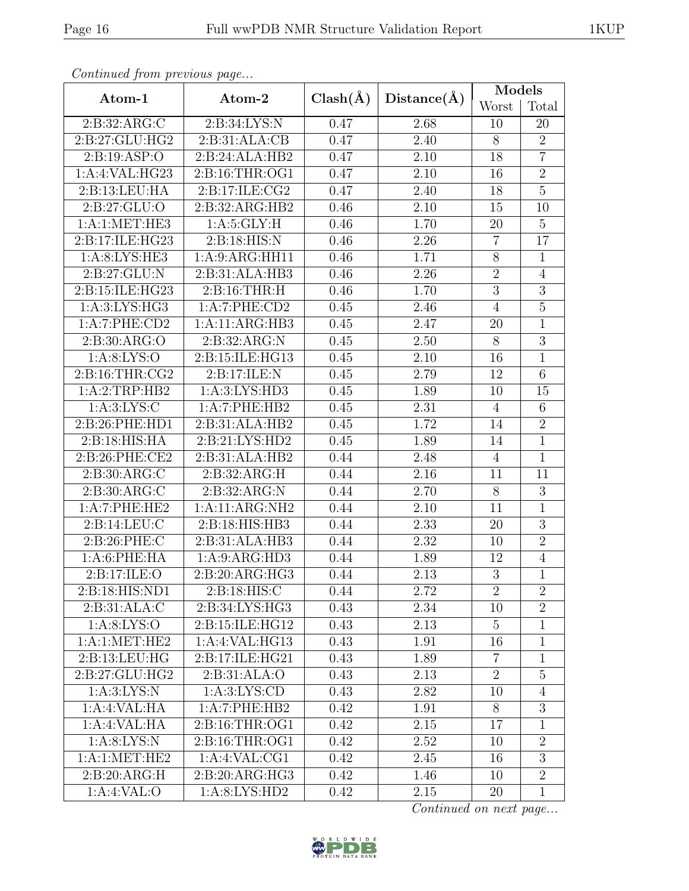*Continued from previous page...*

| Atom-1 | Atom-2 | Clash(Å) | Distance(Å) | Models | |
|---|---|---|---|---|---|
| | | | | Worst | Total |
| 2:B:32:ARG:C | 2:B:34:LYS:N | 0.47 | 2.68 | 10 | 20 |
| 2:B:27:GLU:HG2 | 2:B:31:ALA:CB | 0.47 | 2.40 | 8 | 2 |
| 2:B:19:ASP:O | 2:B:24:ALA:HB2 | 0.47 | 2.10 | 18 | 7 |
| 1:A:4:VAL:HG23 | 2:B:16:THR:OG1 | 0.47 | 2.10 | 16 | 2 |
| 2:B:13:LEU:HA | 2:B:17:ILE:CG2 | 0.47 | 2.40 | 18 | 5 |
| 2:B:27:GLU:O | 2:B:32:ARG:HB2 | 0.46 | 2.10 | 15 | 10 |
| 1:A:1:MET:HE3 | 1:A:5:GLY:H | 0.46 | 1.70 | 20 | 5 |
| 2:B:17:ILE:HG23 | 2:B:18:HIS:N | 0.46 | 2.26 | 7 | 17 |
| 1:A:8:LYS:HE3 | 1:A:9:ARG:HH11 | 0.46 | 1.71 | 8 | 1 |
| 2:B:27:GLU:N | 2:B:31:ALA:HB3 | 0.46 | 2.26 | 2 | 4 |
| 2:B:15:ILE:HG23 | 2:B:16:THR:H | 0.46 | 1.70 | 3 | 3 |
| 1:A:3:LYS:HG3 | 1:A:7:PHE:CD2 | 0.45 | 2.46 | 4 | 5 |
| 1:A:7:PHE:CD2 | 1:A:11:ARG:HB3 | 0.45 | 2.47 | 20 | 1 |
| 2:B:30:ARG:O | 2:B:32:ARG:N | 0.45 | 2.50 | 8 | 3 |
| 1:A:8:LYS:O | 2:B:15:ILE:HG13 | 0.45 | 2.10 | 16 | 1 |
| 2:B:16:THR:CG2 | 2:B:17:ILE:N | 0.45 | 2.79 | 12 | 6 |
| 1:A:2:TRP:HB2 | 1:A:3:LYS:HD3 | 0.45 | 1.89 | 10 | 15 |
| 1:A:3:LYS:C | 1:A:7:PHE:HB2 | 0.45 | 2.31 | 4 | 6 |
| 2:B:26:PHE:HD1 | 2:B:31:ALA:HB2 | 0.45 | 1.72 | 14 | 2 |
| 2:B:18:HIS:HA | 2:B:21:LYS:HD2 | 0.45 | 1.89 | 14 | 1 |
| 2:B:26:PHE:CE2 | 2:B:31:ALA:HB2 | 0.44 | 2.48 | 4 | 1 |
| 2:B:30:ARG:C | 2:B:32:ARG:H | 0.44 | 2.16 | 11 | 11 |
| 2:B:30:ARG:C | 2:B:32:ARG:N | 0.44 | 2.70 | 8 | 3 |
| 1:A:7:PHE:HE2 | 1:A:11:ARG:NH2 | 0.44 | 2.10 | 11 | 1 |
| 2:B:14:LEU:C | 2:B:18:HIS:HB3 | 0.44 | 2.33 | 20 | 3 |
| 2:B:26:PHE:C | 2:B:31:ALA:HB3 | 0.44 | 2.32 | 10 | 2 |
| 1:A:6:PHE:HA | 1:A:9:ARG:HD3 | 0.44 | 1.89 | 12 | 4 |
| 2:B:17:ILE:O | 2:B:20:ARG:HG3 | 0.44 | 2.13 | 3 | 1 |
| 2:B:18:HIS:ND1 | 2:B:18:HIS:C | 0.44 | 2.72 | 2 | 2 |
| 2:B:31:ALA:C | 2:B:34:LYS:HG3 | 0.43 | 2.34 | 10 | 2 |
| 1:A:8:LYS:O | 2:B:15:ILE:HG12 | 0.43 | 2.13 | 5 | 1 |
| 1:A:1:MET:HE2 | 1:A:4:VAL:HG13 | 0.43 | 1.91 | 16 | 1 |
| 2:B:13:LEU:HG | 2:B:17:ILE:HG21 | 0.43 | 1.89 | 7 | 1 |
| 2:B:27:GLU:HG2 | 2:B:31:ALA:O | 0.43 | 2.13 | 2 | 5 |
| 1:A:3:LYS:N | 1:A:3:LYS:CD | 0.43 | 2.82 | 10 | 4 |
| 1:A:4:VAL:HA | 1:A:7:PHE:HB2 | 0.42 | 1.91 | 8 | 3 |
| 1:A:4:VAL:HA | 2:B:16:THR:OG1 | 0.42 | 2.15 | 17 | 1 |
| 1:A:8:LYS:N | 2:B:16:THR:OG1 | 0.42 | 2.52 | 10 | 2 |
| 1:A:1:MET:HE2 | 1:A:4:VAL:CG1 | 0.42 | 2.45 | 16 | 3 |
| 2:B:20:ARG:H | 2:B:20:ARG:HG3 | 0.42 | 1.46 | 10 | 2 |
| 1:A:4:VAL:O | 1:A:8:LYS:HD2 | 0.42 | 2.15 | 20 | 1 |

*Continued on next page...*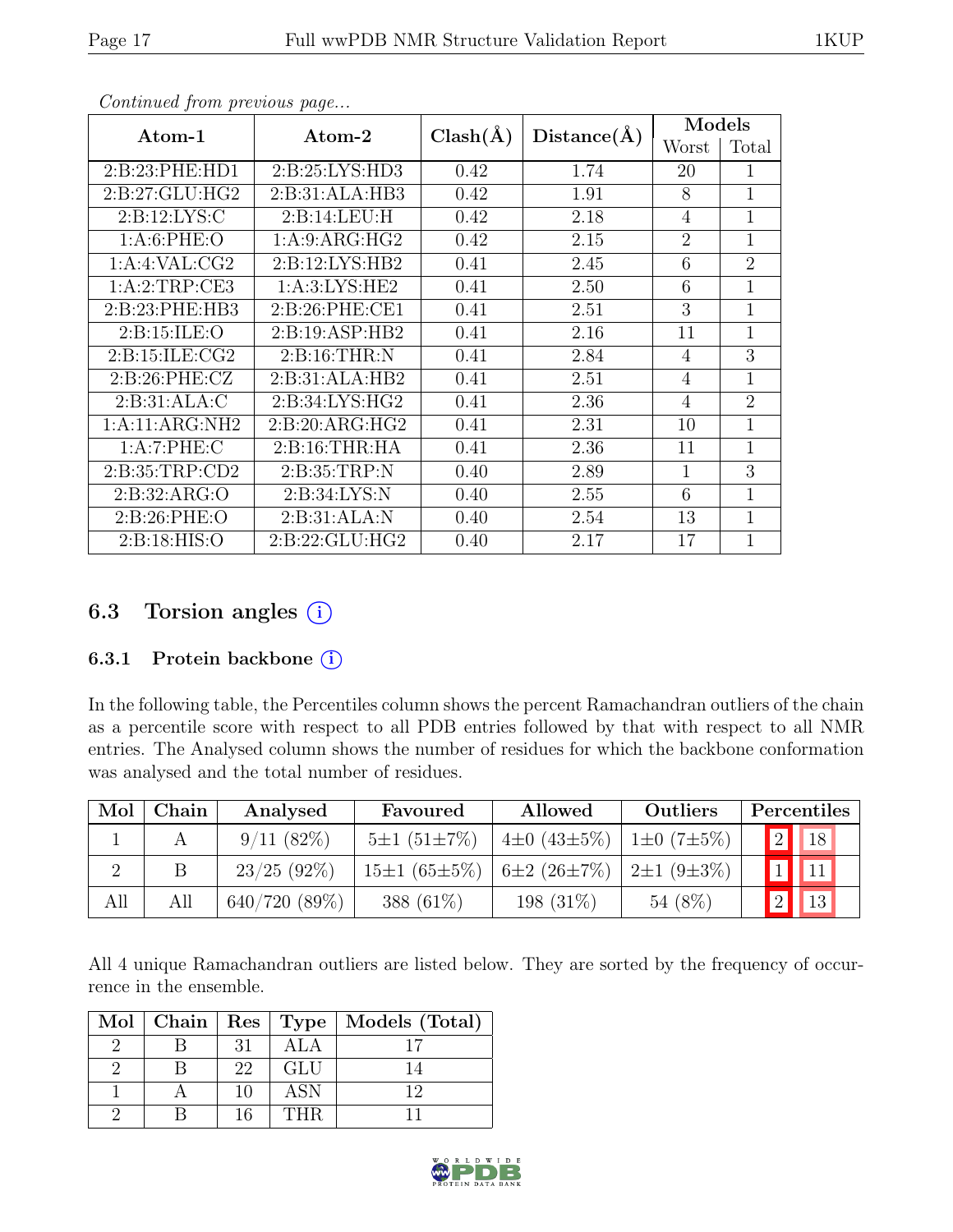*Continued from previous page...*

| Atom-1 | Atom-2 | Clash(Å) | Distance(Å) | Models | |
|---|---|---|---|---|---|
| | | | | Worst | Total |
| 2:B:23:PHE:HD1 | 2:B:25:LYS:HD3 | 0.42 | 1.74 | 20 | 1 |
| 2:B:27:GLU:HG2 | 2:B:31:ALA:HB3 | 0.42 | 1.91 | 8 | 1 |
| 2:B:12:LYS:C | 2:B:14:LEU:H | 0.42 | 2.18 | 4 | 1 |
| 1:A:6:PHE:O | 1:A:9:ARG:HG2 | 0.42 | 2.15 | 2 | 1 |
| 1:A:4:VAL:CG2 | 2:B:12:LYS:HB2 | 0.41 | 2.45 | 6 | 2 |
| 1:A:2:TRP:CE3 | 1:A:3:LYS:HE2 | 0.41 | 2.50 | 6 | 1 |
| 2:B:23:PHE:HB3 | 2:B:26:PHE:CE1 | 0.41 | 2.51 | 3 | 1 |
| 2:B:15:ILE:O | 2:B:19:ASP:HB2 | 0.41 | 2.16 | 11 | 1 |
| 2:B:15:ILE:CG2 | 2:B:16:THR:N | 0.41 | 2.84 | 4 | 3 |
| 2:B:26:PHE:CZ | 2:B:31:ALA:HB2 | 0.41 | 2.51 | 4 | 1 |
| 2:B:31:ALA:C | 2:B:34:LYS:HG2 | 0.41 | 2.36 | 4 | 2 |
| 1:A:11:ARG:NH2 | 2:B:20:ARG:HG2 | 0.41 | 2.31 | 10 | 1 |
| 1:A:7:PHE:C | 2:B:16:THR:HA | 0.41 | 2.36 | 11 | 1 |
| 2:B:35:TRP:CD2 | 2:B:35:TRP:N | 0.40 | 2.89 | 1 | 3 |
| 2:B:32:ARG:O | 2:B:34:LYS:N | 0.40 | 2.55 | 6 | 1 |
| 2:B:26:PHE:O | 2:B:31:ALA:N | 0.40 | 2.54 | 13 | 1 |
| 2:B:18:HIS:O | 2:B:22:GLU:HG2 | 0.40 | 2.17 | 17 | 1 |

## 6.3 Torsion angles

### 6.3.1 Protein backbone

In the following table, the Percentiles column shows the percent Ramachandran outliers of the chain as a percentile score with respect to all PDB entries followed by that with respect to all NMR entries. The Analysed column shows the number of residues for which the backbone conformation was analysed and the total number of residues.

| Mol | Chain | Analysed | Favoured | Allowed | Outliers | Percentiles | |
|---|---|---|---|---|---|---|---|
| 1 | A | 9/11 (82%) | 5±1 (51±7%) | 4±0 (43±5%) | 1±0 (7±5%) | 2 | 18 |
| 2 | B | 23/25 (92%) | 15±1 (65±5%) | 6±2 (26±7%) | 2±1 (9±3%) | 1 | 11 |
| All | All | 640/720 (89%) | 388 (61%) | 198 (31%) | 54 (8%) | 2 | 13 |

All 4 unique Ramachandran outliers are listed below. They are sorted by the frequency of occurrence in the ensemble.

| Mol | Chain | Res | Type | Models (Total) |
|---|---|---|---|---|
| 2 | B | 31 | ALA | 17 |
| 2 | B | 22 | GLU | 14 |
| 1 | A | 10 | ASN | 12 |
| 2 | B | 16 | THR | 11 |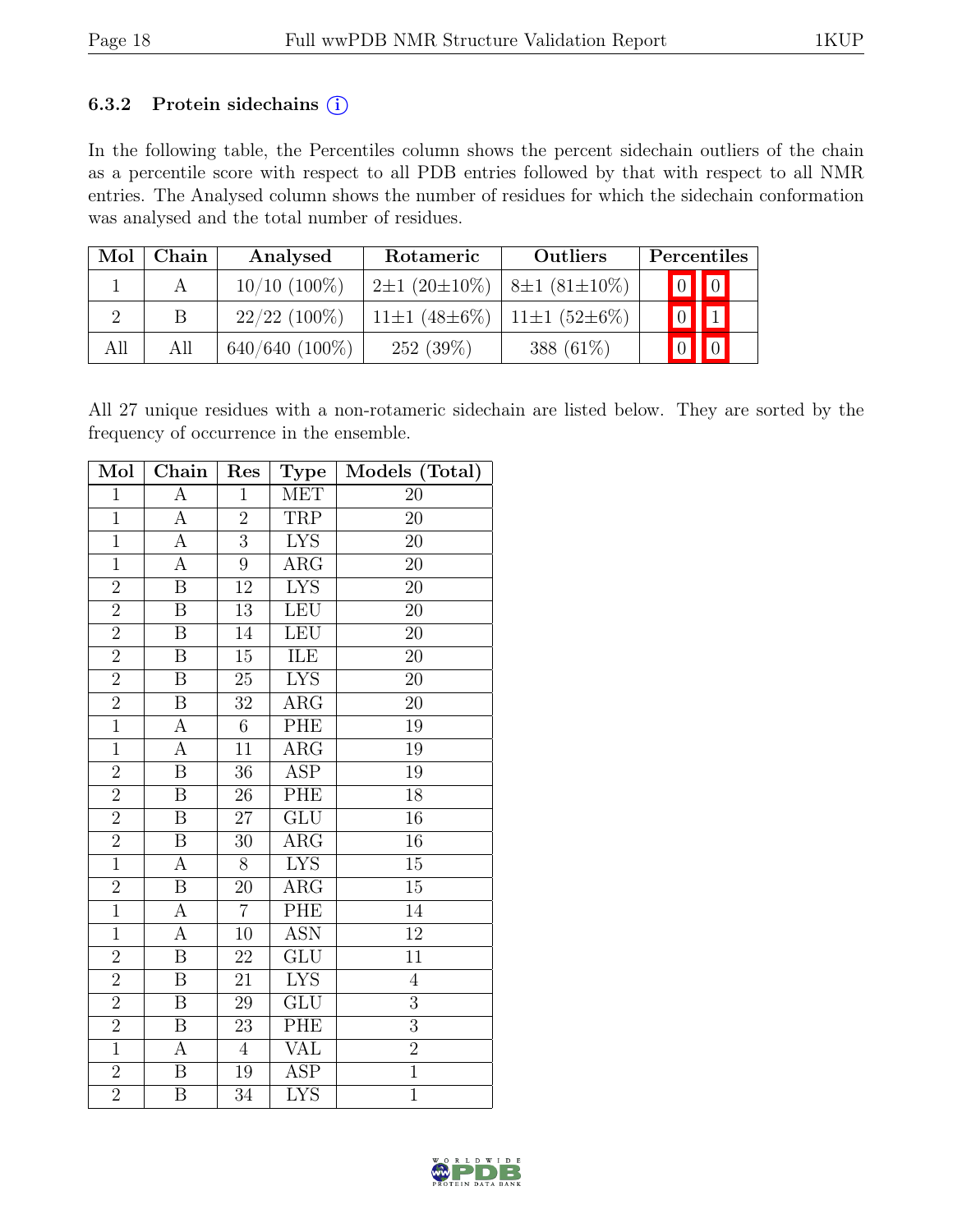### 6.3.2 Protein sidechains ⓘ

In the following table, the Percentiles column shows the percent sidechain outliers of the chain as a percentile score with respect to all PDB entries followed by that with respect to all NMR entries. The Analysed column shows the number of residues for which the sidechain conformation was analysed and the total number of residues.

| Mol | Chain | Analysed | Rotameric | Outliers | Percentiles | |
|---|---|---|---|---|---|---|
| 1 | A | 10/10 (100%) | 2±1 (20±10%) | 8±1 (81±10%) | 0 | 0 |
| 2 | B | 22/22 (100%) | 11±1 (48±6%) | 11±1 (52±6%) | 0 | 1 |
| All | All | 640/640 (100%) | 252 (39%) | 388 (61%) | 0 | 0 |

All 27 unique residues with a non-rotameric sidechain are listed below. They are sorted by the frequency of occurrence in the ensemble.

| Mol | Chain | Res | Type | Models (Total) |
|---|---|---|---|---|
| 1 | A | 1 | MET | 20 |
| 1 | A | 2 | TRP | 20 |
| 1 | A | 3 | LYS | 20 |
| 1 | A | 9 | ARG | 20 |
| 2 | B | 12 | LYS | 20 |
| 2 | B | 13 | LEU | 20 |
| 2 | B | 14 | LEU | 20 |
| 2 | B | 15 | ILE | 20 |
| 2 | B | 25 | LYS | 20 |
| 2 | B | 32 | ARG | 20 |
| 1 | A | 6 | PHE | 19 |
| 1 | A | 11 | ARG | 19 |
| 2 | B | 36 | ASP | 19 |
| 2 | B | 26 | PHE | 18 |
| 2 | B | 27 | GLU | 16 |
| 2 | B | 30 | ARG | 16 |
| 1 | A | 8 | LYS | 15 |
| 2 | B | 20 | ARG | 15 |
| 1 | A | 7 | PHE | 14 |
| 1 | A | 10 | ASN | 12 |
| 2 | B | 22 | GLU | 11 |
| 2 | B | 21 | LYS | 4 |
| 2 | B | 29 | GLU | 3 |
| 2 | B | 23 | PHE | 3 |
| 1 | A | 4 | VAL | 2 |
| 2 | B | 19 | ASP | 1 |
| 2 | B | 34 | LYS | 1 |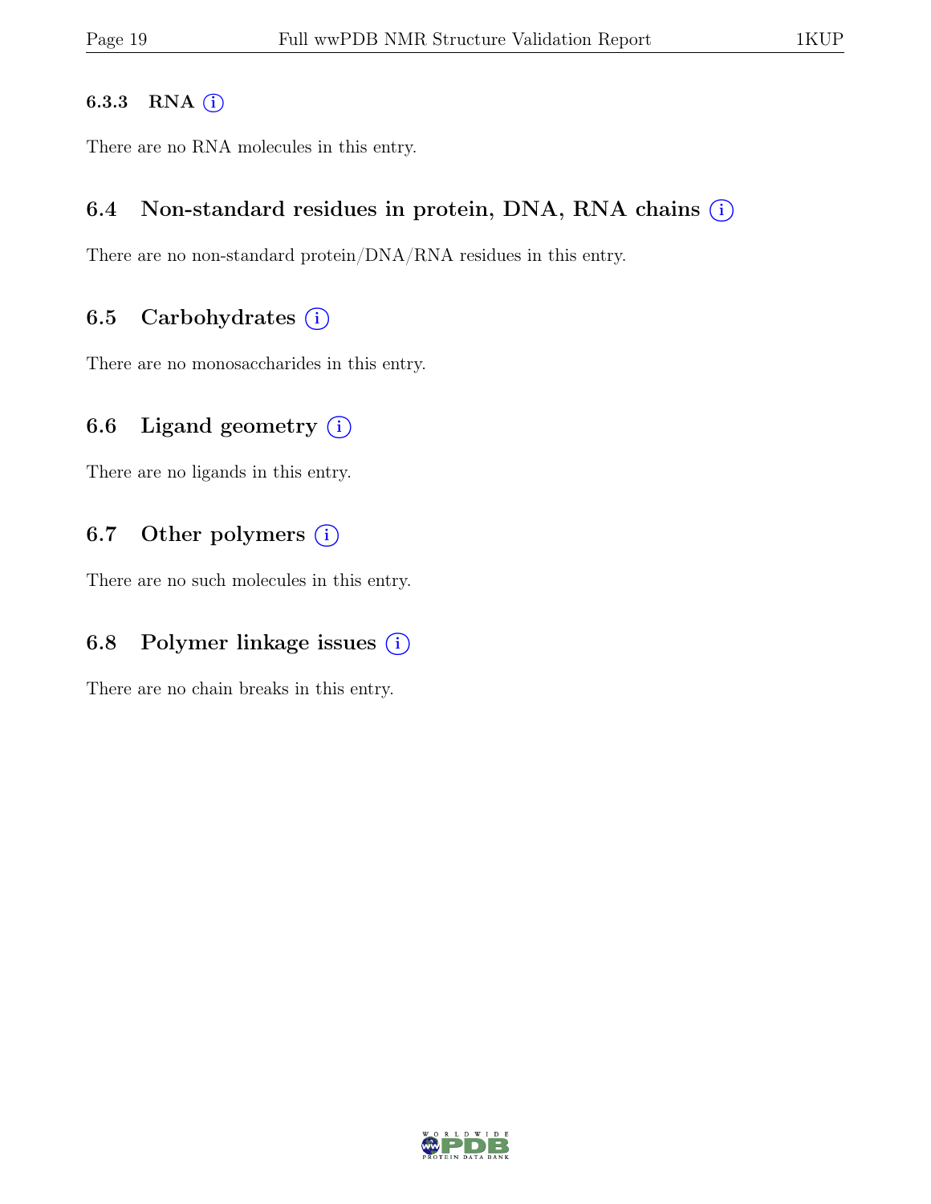### 6.3.3 RNA

There are no RNA molecules in this entry.

## 6.4 Non-standard residues in protein, DNA, RNA chains

There are no non-standard protein/DNA/RNA residues in this entry.

## 6.5 Carbohydrates

There are no monosaccharides in this entry.

## 6.6 Ligand geometry

There are no ligands in this entry.

## 6.7 Other polymers

There are no such molecules in this entry.

## 6.8 Polymer linkage issues

There are no chain breaks in this entry.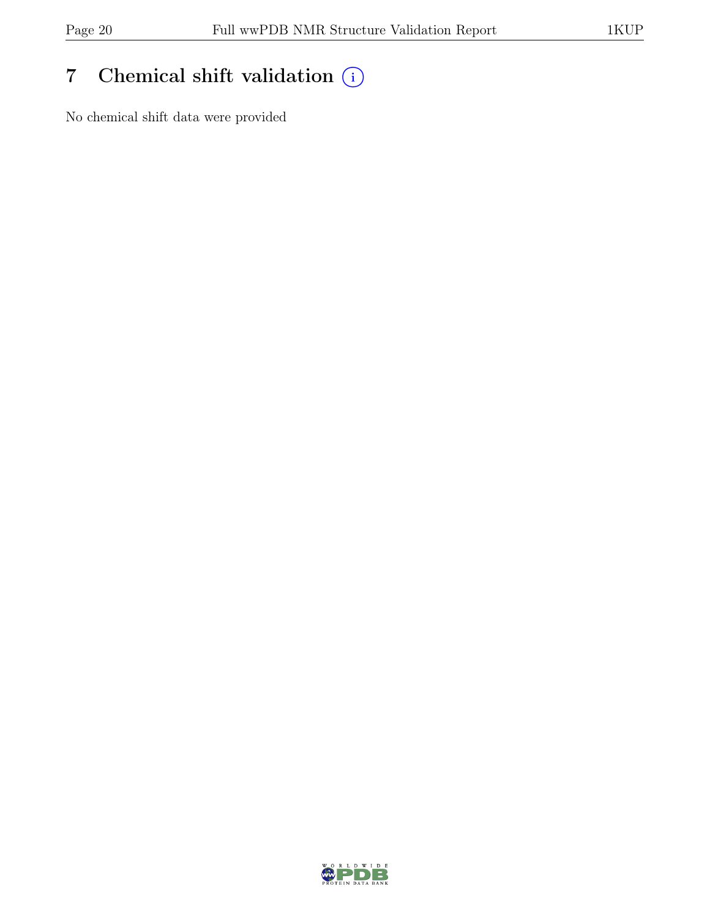# 7 Chemical shift validation

No chemical shift data were provided